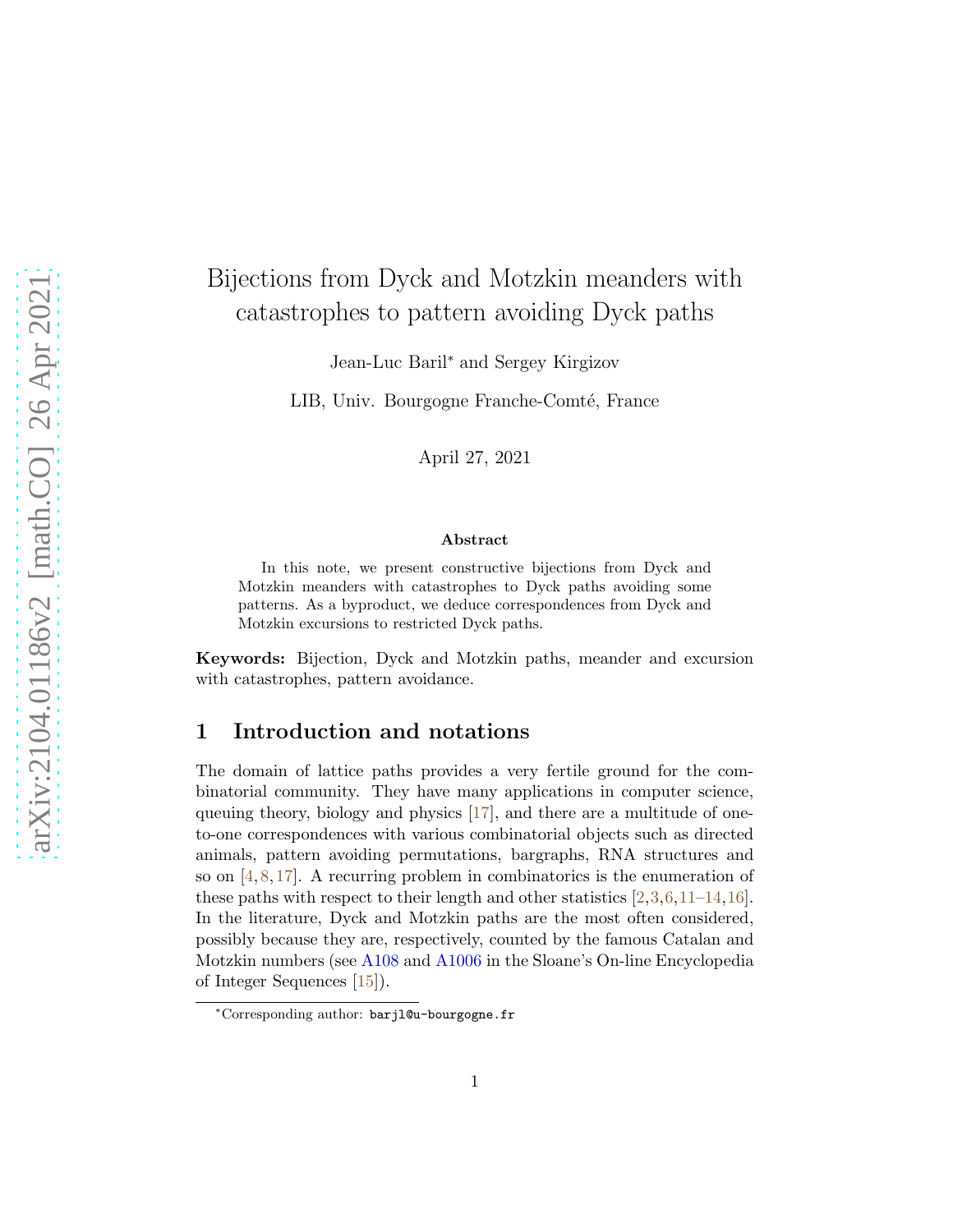# Bijections from Dyck and Motzkin meanders with catastrophes to pattern avoiding Dyck paths

Jean-Luc Baril* and Sergey Kirgizov

LIB, Univ. Bourgogne Franche-Comté, France

April 27, 2021

**Abstract**

In this note, we present constructive bijections from Dyck and Motzkin meanders with catastrophes to Dyck paths avoiding some patterns. As a byproduct, we deduce correspondences from Dyck and Motzkin excursions to restricted Dyck paths.

**Keywords:** Bijection, Dyck and Motzkin paths, meander and excursion with catastrophes, pattern avoidance.

## 1 Introduction and notations

The domain of lattice paths provides a very fertile ground for the combinatorial community. They have many applications in computer science, queuing theory, biology and physics [17], and there are a multitude of one-to-one correspondences with various combinatorial objects such as directed animals, pattern avoiding permutations, bargraphs, RNA structures and so on [4, 8, 17]. A recurring problem in combinatorics is the enumeration of these paths with respect to their length and other statistics [2, 3, 6, 11–14, 16]. In the literature, Dyck and Motzkin paths are the most often considered, possibly because they are, respectively, counted by the famous Catalan and Motzkin numbers (see A108 and A1006 in the Sloane's On-line Encyclopedia of Integer Sequences [15]).

*Corresponding author: barjl@u-bourgogne.fr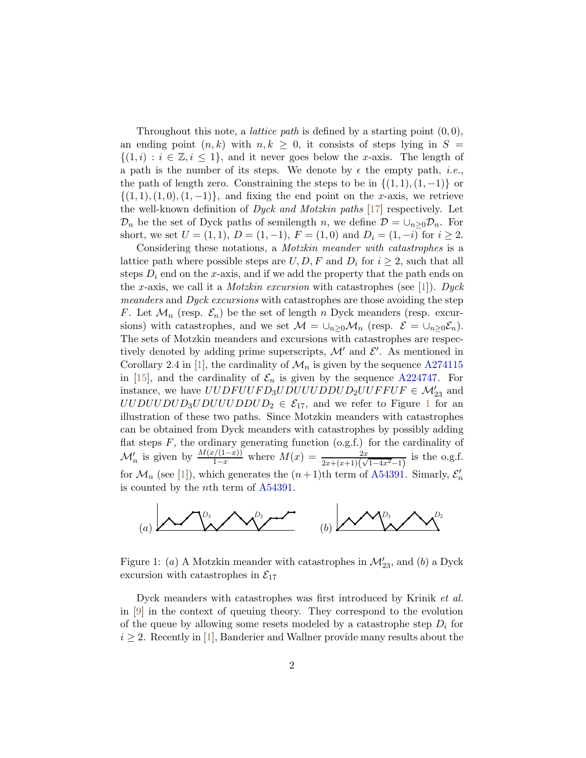Throughout this note, a *lattice path* is defined by a starting point $(0,0)$, an ending point $(n,k)$ with $n,k \geq 0$, it consists of steps lying in $S = \{(1,i) : i \in \mathbb{Z}, i \leq 1\}$, and it never goes below the $x$-axis. The length of a path is the number of its steps. We denote by $\epsilon$ the empty path, *i.e.*, the path of length zero. Constraining the steps to be in $\{(1,1),(1,-1)\}$ or $\{(1,1),(1,0),(1,-1)\}$, and fixing the end point on the $x$-axis, we retrieve the well-known definition of *Dyck and Motzkin paths* [17] respectively. Let $\mathcal{D}_n$ be the set of Dyck paths of semilength $n$, we define $\mathcal{D} = \cup_{n\geq 0}\mathcal{D}_n$. For short, we set $U = (1,1)$, $D = (1,-1)$, $F = (1,0)$ and $D_i = (1,-i)$ for $i \geq 2$.

Considering these notations, a *Motzkin meander with catastrophes* is a lattice path where possible steps are $U, D, F$ and $D_i$ for $i \geq 2$, such that all steps $D_i$ end on the $x$-axis, and if we add the property that the path ends on the $x$-axis, we call it a *Motzkin excursion* with catastrophes (see [1]). *Dyck meanders* and *Dyck excursions* with catastrophes are those avoiding the step $F$. Let $\mathcal{M}_n$ (resp. $\mathcal{E}_n$) be the set of length $n$ Dyck meanders (resp. excursions) with catastrophes, and we set $\mathcal{M} = \cup_{n\geq 0}\mathcal{M}_n$ (resp. $\mathcal{E} = \cup_{n\geq 0}\mathcal{E}_n$). The sets of Motzkin meanders and excursions with catastrophes are respectively denoted by adding prime superscripts, $\mathcal{M}'$ and $\mathcal{E}'$. As mentioned in Corollary 2.4 in [1], the cardinality of $\mathcal{M}_n$ is given by the sequence A274115 in [15], and the cardinality of $\mathcal{E}_n$ is given by the sequence A224747. For instance, we have $UUDFUUFD_3UDUUUDDUD_2UUFFUF \in \mathcal{M}'_{23}$ and $UUDUUDUD_3UDUUUDDUD_2 \in \mathcal{E}_{17}$, and we refer to Figure 1 for an illustration of these two paths. Since Motzkin meanders with catastrophes can be obtained from Dyck meanders with catastrophes by possibly adding flat steps $F$, the ordinary generating function (o.g.f.) for the cardinality of $\mathcal{M}'_n$ is given by $\frac{M(x/(1-x))}{1-x}$ where $M(x) = \frac{2x}{2x+(x+1)\left(\sqrt{1-4x^2}-1\right)}$ is the o.g.f. for $\mathcal{M}_n$ (see [1]), which generates the $(n+1)$th term of A54391. Simarly, $\mathcal{E}'_n$ is counted by the $n$th term of A54391.

Figure 1: $(a)$ A Motzkin meander with catastrophes in $\mathcal{M}'_{23}$, and $(b)$ a Dyck excursion with catastrophes in $\mathcal{E}_{17}$

Dyck meanders with catastrophes was first introduced by Krinik *et al.* in [9] in the context of queuing theory. They correspond to the evolution of the queue by allowing some resets modeled by a catastrophe step $D_i$ for $i \geq 2$. Recently in [1], Banderier and Wallner provide many results about the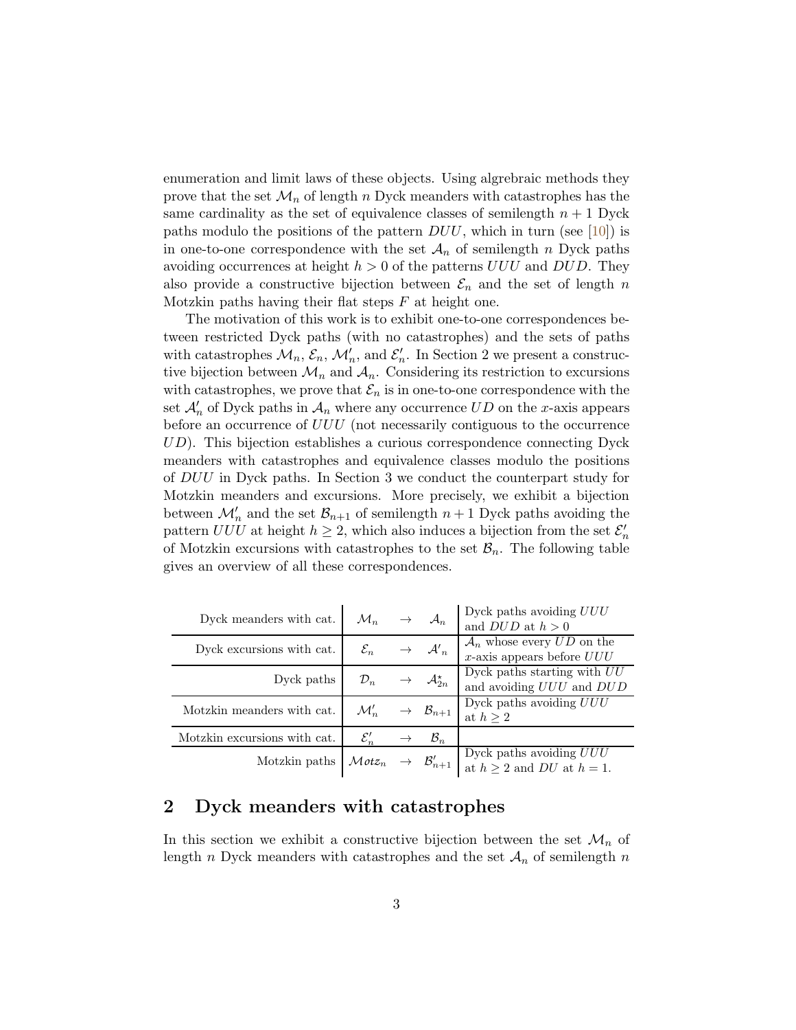enumeration and limit laws of these objects. Using algrebraic methods they prove that the set $\mathcal{M}_n$ of length $n$ Dyck meanders with catastrophes has the same cardinality as the set of equivalence classes of semilength $n+1$ Dyck paths modulo the positions of the pattern $DUU$, which in turn (see [10]) is in one-to-one correspondence with the set $\mathcal{A}_n$ of semilength $n$ Dyck paths avoiding occurrences at height $h > 0$ of the patterns $UUU$ and $DUD$. They also provide a constructive bijection between $\mathcal{E}_n$ and the set of length $n$ Motzkin paths having their flat steps $F$ at height one.

The motivation of this work is to exhibit one-to-one correspondences between restricted Dyck paths (with no catastrophes) and the sets of paths with catastrophes $\mathcal{M}_n$, $\mathcal{E}_n$, $\mathcal{M}'_n$, and $\mathcal{E}'_n$. In Section 2 we present a constructive bijection between $\mathcal{M}_n$ and $\mathcal{A}_n$. Considering its restriction to excursions with catastrophes, we prove that $\mathcal{E}_n$ is in one-to-one correspondence with the set $\mathcal{A}'_n$ of Dyck paths in $\mathcal{A}_n$ where any occurrence $UD$ on the $x$-axis appears before an occurrence of $UUU$ (not necessarily contiguous to the occurrence $UD$). This bijection establishes a curious correspondence connecting Dyck meanders with catastrophes and equivalence classes modulo the positions of $DUU$ in Dyck paths. In Section 3 we conduct the counterpart study for Motzkin meanders and excursions. More precisely, we exhibit a bijection between $\mathcal{M}'_n$ and the set $\mathcal{B}_{n+1}$ of semilength $n+1$ Dyck paths avoiding the pattern $UUU$ at height $h \geq 2$, which also induces a bijection from the set $\mathcal{E}'_n$ of Motzkin excursions with catastrophes to the set $\mathcal{B}_n$. The following table gives an overview of all these correspondences.

| | | | | |
|---|---|---|---|---|
| Dyck meanders with cat. | $\mathcal{M}_n$ | $\to$ | $\mathcal{A}_n$ | Dyck paths avoiding $UUU$ and $DUD$ at $h > 0$ |
| Dyck excursions with cat. | $\mathcal{E}_n$ | $\to$ | $\mathcal{A}'_n$ | $\mathcal{A}_n$ whose every $UD$ on the $x$-axis appears before $UUU$ |
| Dyck paths | $\mathcal{D}_n$ | $\to$ | $\mathcal{A}^\star_{2n}$ | Dyck paths starting with $UU$ and avoiding $UUU$ and $DUD$ |
| Motzkin meanders with cat. | $\mathcal{M}'_n$ | $\to$ | $\mathcal{B}_{n+1}$ | Dyck paths avoiding $UUU$ at $h \geq 2$ |
| Motzkin excursions with cat. | $\mathcal{E}'_n$ | $\to$ | $\mathcal{B}_n$ | |
| Motzkin paths | $\mathcal{M}otz_n$ | $\to$ | $\mathcal{B}'_{n+1}$ | Dyck paths avoiding $UUU$ at $h \geq 2$ and $DU$ at $h = 1$. |

## 2 Dyck meanders with catastrophes

In this section we exhibit a constructive bijection between the set $\mathcal{M}_n$ of length $n$ Dyck meanders with catastrophes and the set $\mathcal{A}_n$ of semilength $n$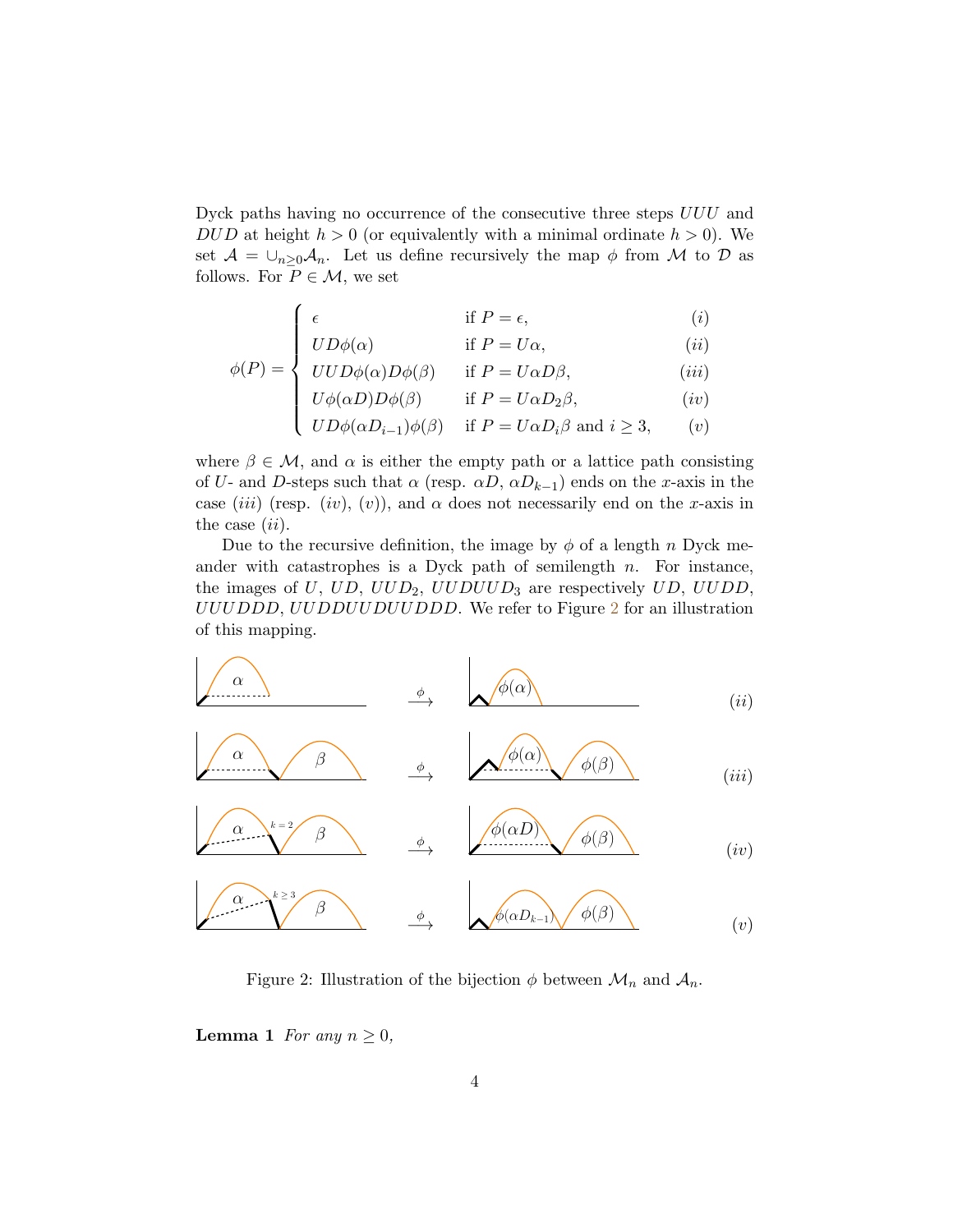Dyck paths having no occurrence of the consecutive three steps $UUU$ and $DUD$ at height $h > 0$ (or equivalently with a minimal ordinate $h > 0$). We set $\mathcal{A} = \cup_{n\geq 0}\mathcal{A}_n$. Let us define recursively the map $\phi$ from $\mathcal{M}$ to $\mathcal{D}$ as follows. For $P \in \mathcal{M}$, we set

$$\phi(P) = \begin{cases} \epsilon & \text{if } P = \epsilon, & (i) \\ UD\phi(\alpha) & \text{if } P = U\alpha, & (ii) \\ UUD\phi(\alpha)D\phi(\beta) & \text{if } P = U\alpha D\beta, & (iii) \\ U\phi(\alpha D)D\phi(\beta) & \text{if } P = U\alpha D_2\beta, & (iv) \\ UD\phi(\alpha D_{i-1})\phi(\beta) & \text{if } P = U\alpha D_i\beta \text{ and } i \geq 3, & (v) \end{cases}$$

where $\beta \in \mathcal{M}$, and $\alpha$ is either the empty path or a lattice path consisting of $U$- and $D$-steps such that $\alpha$ (resp. $\alpha D$, $\alpha D_{k-1}$) ends on the $x$-axis in the case $(iii)$ (resp. $(iv)$, $(v)$), and $\alpha$ does not necessarily end on the $x$-axis in the case $(ii)$.

Due to the recursive definition, the image by $\phi$ of a length $n$ Dyck meander with catastrophes is a Dyck path of semilength $n$. For instance, the images of $U$, $UD$, $UUD_2$, $UUDUUD_3$ are respectively $UD$, $UUDD$, $UUUDDD$, $UUDDUUDUUDDD$. We refer to Figure 2 for an illustration of this mapping.

Figure 2: Illustration of the bijection $\phi$ between $\mathcal{M}_n$ and $\mathcal{A}_n$.

**Lemma 1** *For any $n \geq 0$,*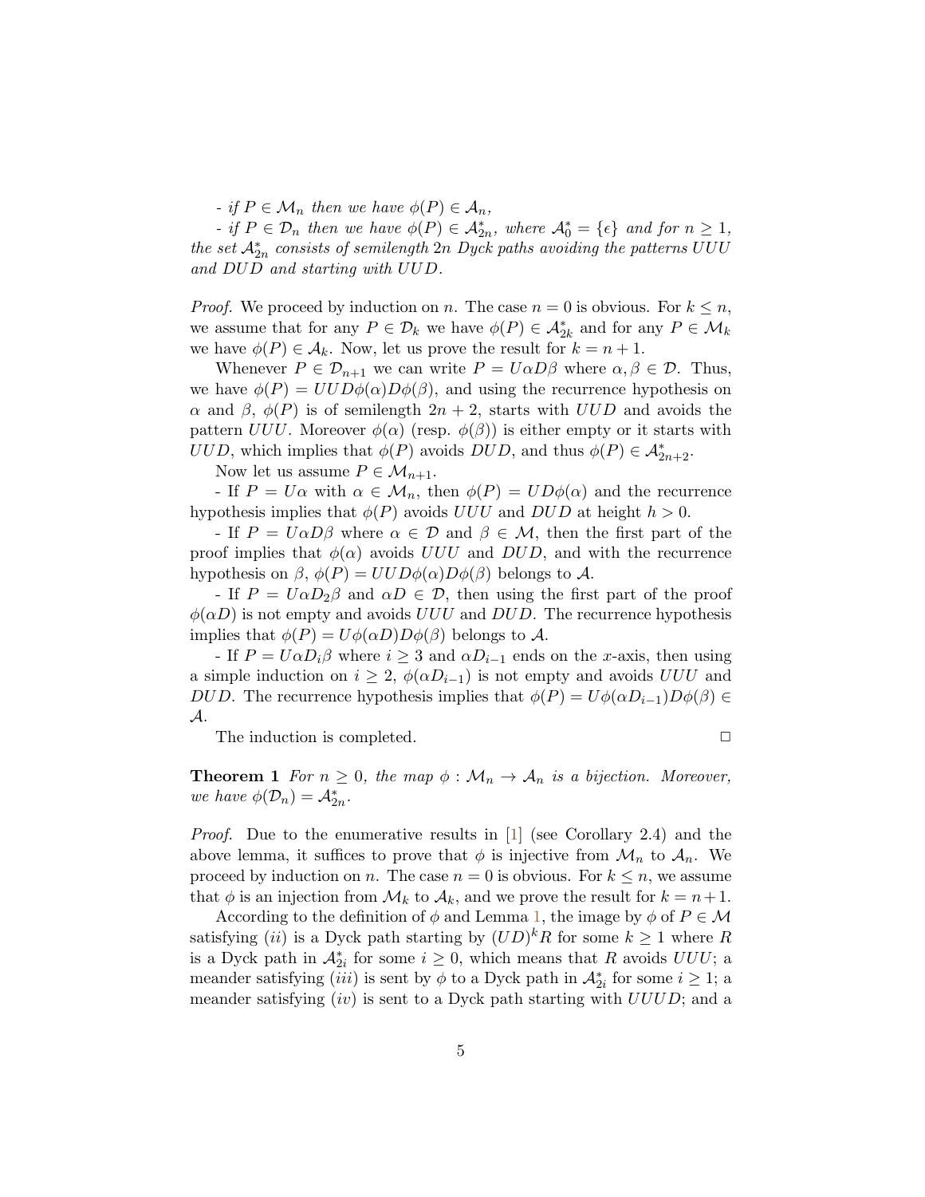- *if* $P \in \mathcal{M}_n$ *then we have* $\phi(P) \in \mathcal{A}_n$,

- *if* $P \in \mathcal{D}_n$ *then we have* $\phi(P) \in \mathcal{A}^*_{2n}$, *where* $\mathcal{A}^*_0 = \{\epsilon\}$ *and for* $n \geq 1$, *the set* $\mathcal{A}^*_{2n}$ *consists of semilength* $2n$ *Dyck paths avoiding the patterns* $UUU$ *and* $DUD$ *and starting with* $UUD$.

*Proof.* We proceed by induction on $n$. The case $n = 0$ is obvious. For $k \leq n$, we assume that for any $P \in \mathcal{D}_k$ we have $\phi(P) \in \mathcal{A}^*_{2k}$ and for any $P \in \mathcal{M}_k$ we have $\phi(P) \in \mathcal{A}_k$. Now, let us prove the result for $k = n + 1$.

Whenever $P \in \mathcal{D}_{n+1}$ we can write $P = U\alpha D\beta$ where $\alpha, \beta \in \mathcal{D}$. Thus, we have $\phi(P) = UUD\phi(\alpha)D\phi(\beta)$, and using the recurrence hypothesis on $\alpha$ and $\beta$, $\phi(P)$ is of semilength $2n + 2$, starts with $UUD$ and avoids the pattern $UUU$. Moreover $\phi(\alpha)$ (resp. $\phi(\beta)$) is either empty or it starts with $UUD$, which implies that $\phi(P)$ avoids $DUD$, and thus $\phi(P) \in \mathcal{A}^*_{2n+2}$.

Now let us assume $P \in \mathcal{M}_{n+1}$.

- If $P = U\alpha$ with $\alpha \in \mathcal{M}_n$, then $\phi(P) = UD\phi(\alpha)$ and the recurrence hypothesis implies that $\phi(P)$ avoids $UUU$ and $DUD$ at height $h > 0$.

- If $P = U\alpha D\beta$ where $\alpha \in \mathcal{D}$ and $\beta \in \mathcal{M}$, then the first part of the proof implies that $\phi(\alpha)$ avoids $UUU$ and $DUD$, and with the recurrence hypothesis on $\beta$, $\phi(P) = UUD\phi(\alpha)D\phi(\beta)$ belongs to $\mathcal{A}$.

- If $P = U\alpha D_2\beta$ and $\alpha D \in \mathcal{D}$, then using the first part of the proof $\phi(\alpha D)$ is not empty and avoids $UUU$ and $DUD$. The recurrence hypothesis implies that $\phi(P) = U\phi(\alpha D)D\phi(\beta)$ belongs to $\mathcal{A}$.

- If $P = U\alpha D_i\beta$ where $i \geq 3$ and $\alpha D_{i-1}$ ends on the $x$-axis, then using a simple induction on $i \geq 2$, $\phi(\alpha D_{i-1})$ is not empty and avoids $UUU$ and $DUD$. The recurrence hypothesis implies that $\phi(P) = U\phi(\alpha D_{i-1})D\phi(\beta) \in \mathcal{A}$.

The induction is completed. ☐

**Theorem 1** *For* $n \geq 0$, *the map* $\phi : \mathcal{M}_n \to \mathcal{A}_n$ *is a bijection. Moreover, we have* $\phi(\mathcal{D}_n) = \mathcal{A}^*_{2n}$.

*Proof.* Due to the enumerative results in [1] (see Corollary 2.4) and the above lemma, it suffices to prove that $\phi$ is injective from $\mathcal{M}_n$ to $\mathcal{A}_n$. We proceed by induction on $n$. The case $n = 0$ is obvious. For $k \leq n$, we assume that $\phi$ is an injection from $\mathcal{M}_k$ to $\mathcal{A}_k$, and we prove the result for $k = n+1$.

According to the definition of $\phi$ and Lemma 1, the image by $\phi$ of $P \in \mathcal{M}$ satisfying $(ii)$ is a Dyck path starting by $(UD)^k R$ for some $k \geq 1$ where $R$ is a Dyck path in $\mathcal{A}^*_{2i}$ for some $i \geq 0$, which means that $R$ avoids $UUU$; a meander satisfying $(iii)$ is sent by $\phi$ to a Dyck path in $\mathcal{A}^*_{2i}$ for some $i \geq 1$; a meander satisfying $(iv)$ is sent to a Dyck path starting with $UUUD$; and a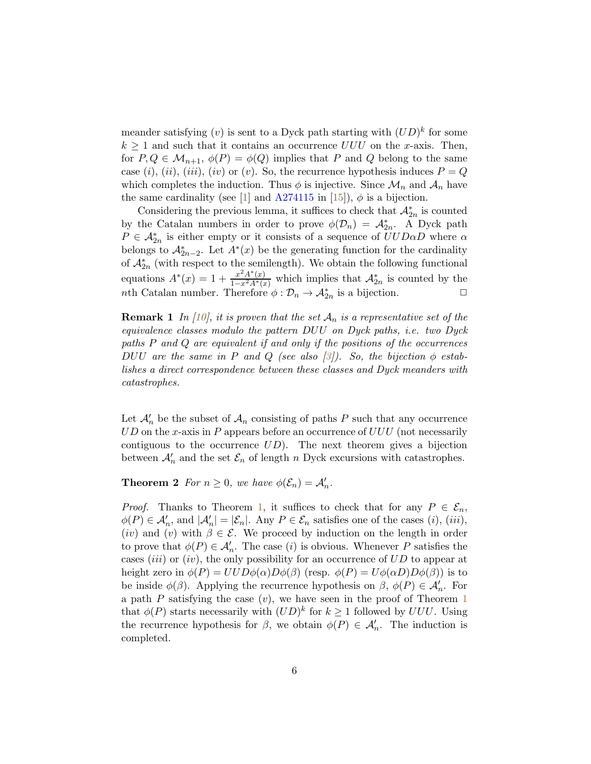meander satisfying $(v)$ is sent to a Dyck path starting with $(UD)^k$ for some $k \geq 1$ and such that it contains an occurrence $UUU$ on the $x$-axis. Then, for $P, Q \in \mathcal{M}_{n+1}$, $\phi(P) = \phi(Q)$ implies that $P$ and $Q$ belong to the same case $(i)$, $(ii)$, $(iii)$, $(iv)$ or $(v)$. So, the recurrence hypothesis induces $P = Q$ which completes the induction. Thus $\phi$ is injective. Since $\mathcal{M}_n$ and $\mathcal{A}_n$ have the same cardinality (see [1] and A274115 in [15]), $\phi$ is a bijection.

Considering the previous lemma, it suffices to check that $\mathcal{A}^*_{2n}$ is counted by the Catalan numbers in order to prove $\phi(\mathcal{D}_n) = \mathcal{A}^*_{2n}$. A Dyck path $P \in \mathcal{A}^*_{2n}$ is either empty or it consists of a sequence of $UUD\alpha D$ where $\alpha$ belongs to $\mathcal{A}^*_{2n-2}$. Let $A^*(x)$ be the generating function for the cardinality of $\mathcal{A}^*_{2n}$ (with respect to the semilength). We obtain the following functional equations $A^*(x) = 1 + \frac{x^2 A^*(x)}{1 - x^2 A^*(x)}$ which implies that $\mathcal{A}^*_{2n}$ is counted by the $n$th Catalan number. Therefore $\phi : \mathcal{D}_n \to \mathcal{A}^*_{2n}$ is a bijection. $\square$

**Remark 1** *In [10], it is proven that the set $\mathcal{A}_n$ is a representative set of the equivalence classes modulo the pattern $DUU$ on Dyck paths, i.e. two Dyck paths $P$ and $Q$ are equivalent if and only if the positions of the occurrences $DUU$ are the same in $P$ and $Q$ (see also [3]). So, the bijection $\phi$ establishes a direct correspondence between these classes and Dyck meanders with catastrophes.*

Let $\mathcal{A}'_n$ be the subset of $\mathcal{A}_n$ consisting of paths $P$ such that any occurrence $UD$ on the $x$-axis in $P$ appears before an occurrence of $UUU$ (not necessarily contiguous to the occurrence $UD$). The next theorem gives a bijection between $\mathcal{A}'_n$ and the set $\mathcal{E}_n$ of length $n$ Dyck excursions with catastrophes.

**Theorem 2** *For $n \geq 0$, we have $\phi(\mathcal{E}_n) = \mathcal{A}'_n$.*

*Proof.* Thanks to Theorem 1, it suffices to check that for any $P \in \mathcal{E}_n$, $\phi(P) \in \mathcal{A}'_n$, and $|\mathcal{A}'_n| = |\mathcal{E}_n|$. Any $P \in \mathcal{E}_n$ satisfies one of the cases $(i)$, $(iii)$, $(iv)$ and $(v)$ with $\beta \in \mathcal{E}$. We proceed by induction on the length in order to prove that $\phi(P) \in \mathcal{A}'_n$. The case $(i)$ is obvious. Whenever $P$ satisfies the cases $(iii)$ or $(iv)$, the only possibility for an occurrence of $UD$ to appear at height zero in $\phi(P) = UUD\phi(\alpha)D\phi(\beta)$ (resp. $\phi(P) = U\phi(\alpha D)D\phi(\beta)$) is to be inside $\phi(\beta)$. Applying the recurrence hypothesis on $\beta$, $\phi(P) \in \mathcal{A}'_n$. For a path $P$ satisfying the case $(v)$, we have seen in the proof of Theorem 1 that $\phi(P)$ starts necessarily with $(UD)^k$ for $k \geq 1$ followed by $UUU$. Using the recurrence hypothesis for $\beta$, we obtain $\phi(P) \in \mathcal{A}'_n$. The induction is completed.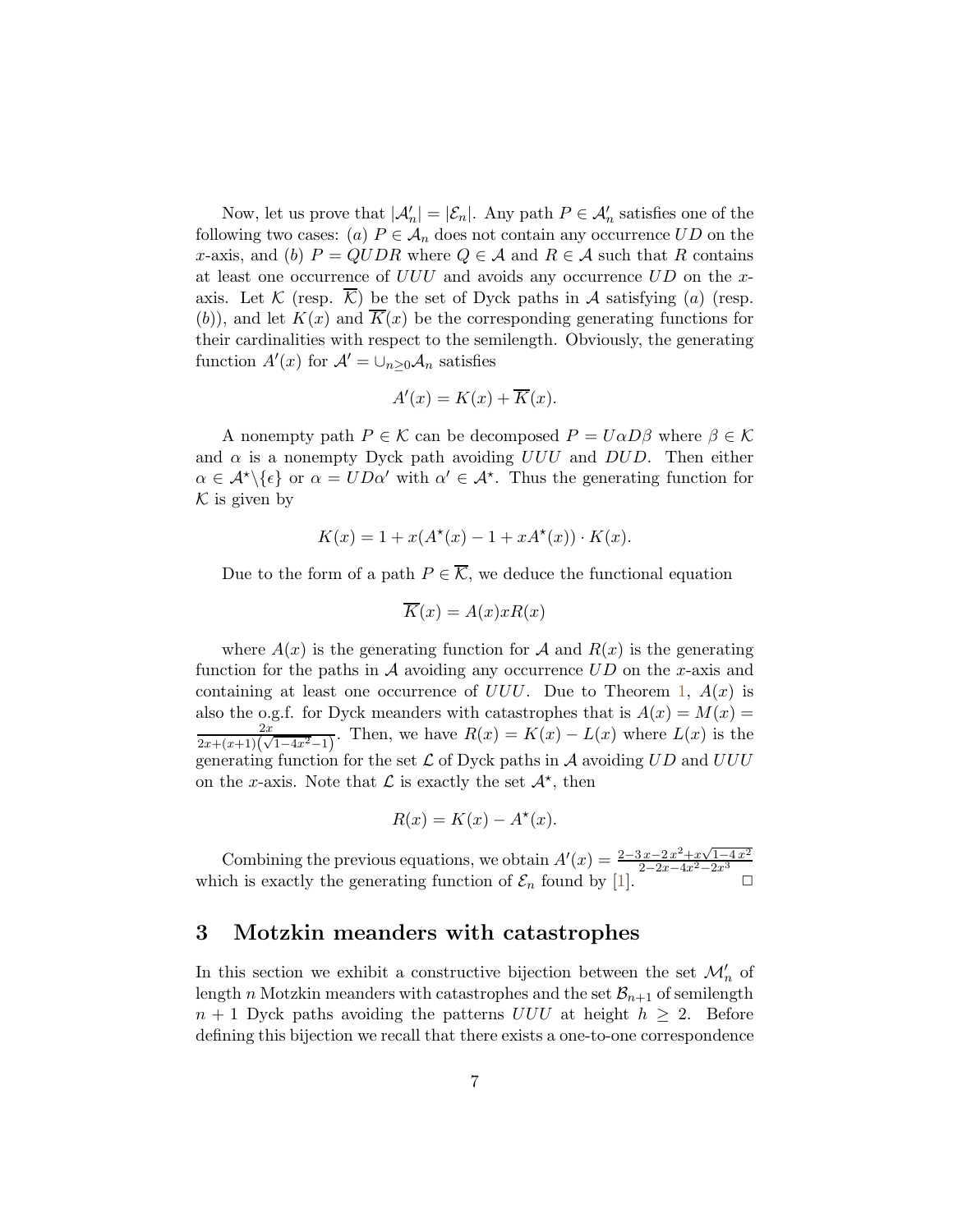Now, let us prove that $|\mathcal{A}'_n| = |\mathcal{E}_n|$. Any path $P \in \mathcal{A}'_n$ satisfies one of the following two cases: $(a)$ $P \in \mathcal{A}_n$ does not contain any occurrence $UD$ on the $x$-axis, and $(b)$ $P = QUDR$ where $Q \in \mathcal{A}$ and $R \in \mathcal{A}$ such that $R$ contains at least one occurrence of $UUU$ and avoids any occurrence $UD$ on the $x$-axis. Let $\mathcal{K}$ (resp. $\overline{\mathcal{K}}$) be the set of Dyck paths in $\mathcal{A}$ satisfying $(a)$ (resp. $(b)$), and let $K(x)$ and $\overline{K}(x)$ be the corresponding generating functions for their cardinalities with respect to the semilength. Obviously, the generating function $A'(x)$ for $\mathcal{A}' = \cup_{n\geq 0}\mathcal{A}_n$ satisfies

$$A'(x) = K(x) + \overline{K}(x).$$

A nonempty path $P \in \mathcal{K}$ can be decomposed $P = U\alpha D\beta$ where $\beta \in \mathcal{K}$ and $\alpha$ is a nonempty Dyck path avoiding $UUU$ and $DUD$. Then either $\alpha \in \mathcal{A}^\star \backslash \{\epsilon\}$ or $\alpha = UD\alpha'$ with $\alpha' \in \mathcal{A}^\star$. Thus the generating function for $\mathcal{K}$ is given by

$$K(x) = 1 + x(A^\star(x) - 1 + xA^\star(x)) \cdot K(x).$$

Due to the form of a path $P \in \overline{\mathcal{K}}$, we deduce the functional equation

$$\overline{K}(x) = A(x)xR(x)$$

where $A(x)$ is the generating function for $\mathcal{A}$ and $R(x)$ is the generating function for the paths in $\mathcal{A}$ avoiding any occurrence $UD$ on the $x$-axis and containing at least one occurrence of $UUU$. Due to Theorem 1, $A(x)$ is also the o.g.f. for Dyck meanders with catastrophes that is $A(x) = M(x) = \frac{2x}{2x+(x+1)\left(\sqrt{1-4x^2}-1\right)}$. Then, we have $R(x) = K(x) - L(x)$ where $L(x)$ is the generating function for the set $\mathcal{L}$ of Dyck paths in $\mathcal{A}$ avoiding $UD$ and $UUU$ on the $x$-axis. Note that $\mathcal{L}$ is exactly the set $\mathcal{A}^\star$, then

$$R(x) = K(x) - A^\star(x).$$

Combining the previous equations, we obtain $A'(x) = \frac{2-3x-2x^2+x\sqrt{1-4x^2}}{2-2x-4x^2-2x^3}$ which is exactly the generating function of $\mathcal{E}_n$ found by [1]. $\Box$

## 3 Motzkin meanders with catastrophes

In this section we exhibit a constructive bijection between the set $\mathcal{M}'_n$ of length $n$ Motzkin meanders with catastrophes and the set $\mathcal{B}_{n+1}$ of semilength $n+1$ Dyck paths avoiding the patterns $UUU$ at height $h \geq 2$. Before defining this bijection we recall that there exists a one-to-one correspondence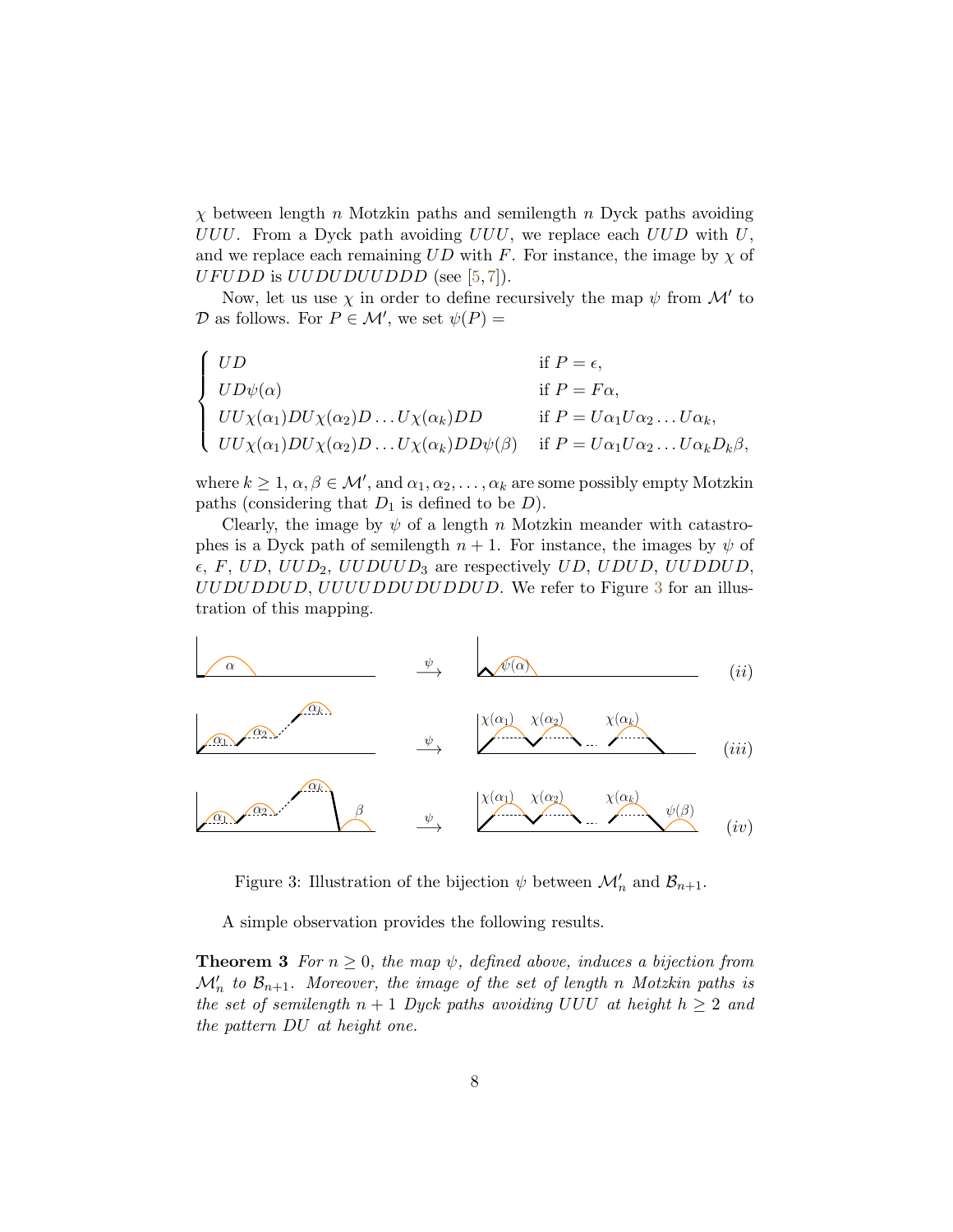$\chi$ between length $n$ Motzkin paths and semilength $n$ Dyck paths avoiding $UUU$. From a Dyck path avoiding $UUU$, we replace each $UUD$ with $U$, and we replace each remaining $UD$ with $F$. For instance, the image by $\chi$ of $UFUDD$ is $UUDUDUDUUDDD$ (see [5,7]).

Now, let us use $\chi$ in order to define recursively the map $\psi$ from $\mathcal{M}'$ to $\mathcal{D}$ as follows. For $P \in \mathcal{M}'$, we set $\psi(P) =$

$$\begin{cases} UD & \text{if } P = \epsilon, \\ UD\psi(\alpha) & \text{if } P = F\alpha, \\ UU\chi(\alpha_1)DU\chi(\alpha_2)D\ldots U\chi(\alpha_k)DD & \text{if } P = U\alpha_1U\alpha_2\ldots U\alpha_k, \\ UU\chi(\alpha_1)DU\chi(\alpha_2)D\ldots U\chi(\alpha_k)DD\psi(\beta) & \text{if } P = U\alpha_1U\alpha_2\ldots U\alpha_kD_k\beta, \end{cases}$$

where $k \geq 1$, $\alpha, \beta \in \mathcal{M}'$, and $\alpha_1, \alpha_2, \ldots, \alpha_k$ are some possibly empty Motzkin paths (considering that $D_1$ is defined to be $D$).

Clearly, the image by $\psi$ of a length $n$ Motzkin meander with catastrophes is a Dyck path of semilength $n+1$. For instance, the images by $\psi$ of $\epsilon$, $F$, $UD$, $UUD_2$, $UUDUUD_3$ are respectively $UD$, $UDUD$, $UUDDUD$, $UUDUDDUD$, $UUUUDDUDUDDUD$. We refer to Figure 3 for an illustration of this mapping.

Figure 3: Illustration of the bijection $\psi$ between $\mathcal{M}'_n$ and $\mathcal{B}_{n+1}$.

A simple observation provides the following results.

**Theorem 3** *For $n \geq 0$, the map $\psi$, defined above, induces a bijection from $\mathcal{M}'_n$ to $\mathcal{B}_{n+1}$. Moreover, the image of the set of length $n$ Motzkin paths is the set of semilength $n+1$ Dyck paths avoiding $UUU$ at height $h \geq 2$ and the pattern $DU$ at height one.*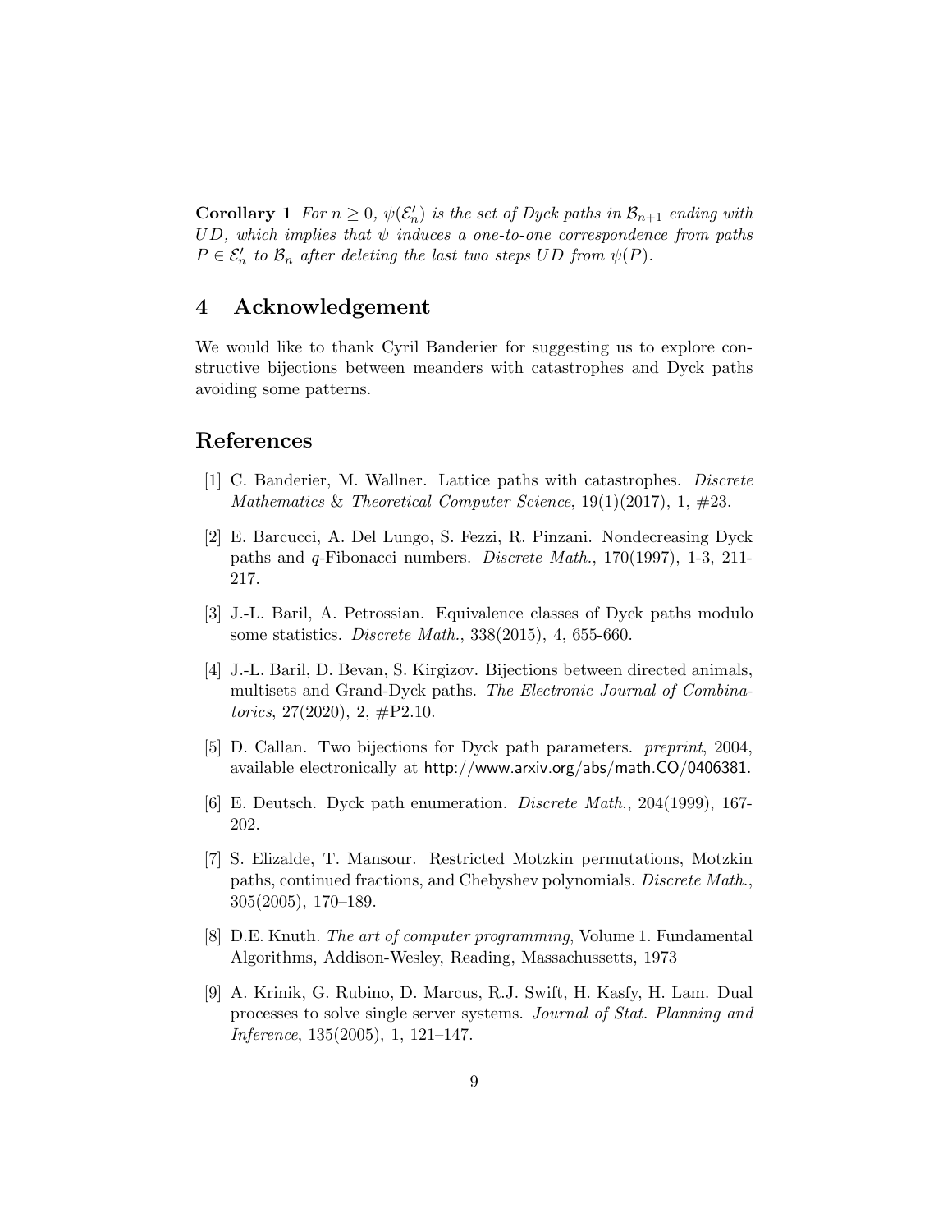**Corollary 1** *For $n \geq 0$, $\psi(\mathcal{E}'_n)$ is the set of Dyck paths in $\mathcal{B}_{n+1}$ ending with $UD$, which implies that $\psi$ induces a one-to-one correspondence from paths $P \in \mathcal{E}'_n$ to $\mathcal{B}_n$ after deleting the last two steps $UD$ from $\psi(P)$.*

## 4 Acknowledgement

We would like to thank Cyril Banderier for suggesting us to explore constructive bijections between meanders with catastrophes and Dyck paths avoiding some patterns.

## References

[1] C. Banderier, M. Wallner. Lattice paths with catastrophes. *Discrete Mathematics & Theoretical Computer Science*, 19(1)(2017), 1, #23.

[2] E. Barcucci, A. Del Lungo, S. Fezzi, R. Pinzani. Nondecreasing Dyck paths and $q$-Fibonacci numbers. *Discrete Math.*, 170(1997), 1-3, 211-217.

[3] J.-L. Baril, A. Petrossian. Equivalence classes of Dyck paths modulo some statistics. *Discrete Math.*, 338(2015), 4, 655-660.

[4] J.-L. Baril, D. Bevan, S. Kirgizov. Bijections between directed animals, multisets and Grand-Dyck paths. *The Electronic Journal of Combinatorics*, 27(2020), 2, #P2.10.

[5] D. Callan. Two bijections for Dyck path parameters. *preprint*, 2004, available electronically at http://www.arxiv.org/abs/math.CO/0406381.

[6] E. Deutsch. Dyck path enumeration. *Discrete Math.*, 204(1999), 167-202.

[7] S. Elizalde, T. Mansour. Restricted Motzkin permutations, Motzkin paths, continued fractions, and Chebyshev polynomials. *Discrete Math.*, 305(2005), 170–189.

[8] D.E. Knuth. *The art of computer programming*, Volume 1. Fundamental Algorithms, Addison-Wesley, Reading, Massachussetts, 1973

[9] A. Krinik, G. Rubino, D. Marcus, R.J. Swift, H. Kasfy, H. Lam. Dual processes to solve single server systems. *Journal of Stat. Planning and Inference*, 135(2005), 1, 121–147.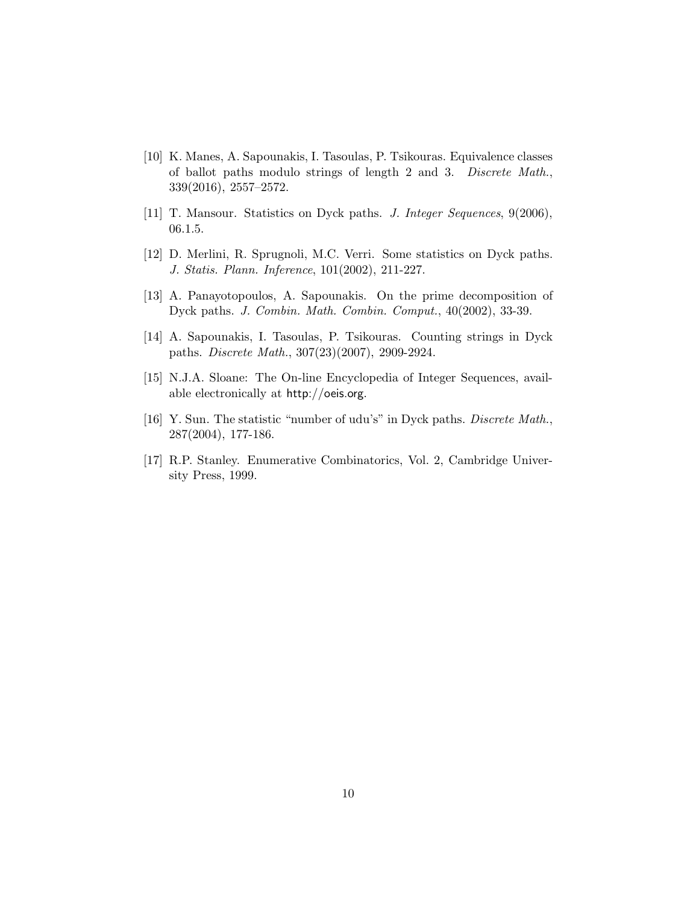[10] K. Manes, A. Sapounakis, I. Tasoulas, P. Tsikouras. Equivalence classes of ballot paths modulo strings of length 2 and 3. *Discrete Math.*, 339(2016), 2557–2572.

[11] T. Mansour. Statistics on Dyck paths. *J. Integer Sequences*, 9(2006), 06.1.5.

[12] D. Merlini, R. Sprugnoli, M.C. Verri. Some statistics on Dyck paths. *J. Statis. Plann. Inference*, 101(2002), 211-227.

[13] A. Panayotopoulos, A. Sapounakis. On the prime decomposition of Dyck paths. *J. Combin. Math. Combin. Comput.*, 40(2002), 33-39.

[14] A. Sapounakis, I. Tasoulas, P. Tsikouras. Counting strings in Dyck paths. *Discrete Math.*, 307(23)(2007), 2909-2924.

[15] N.J.A. Sloane: The On-line Encyclopedia of Integer Sequences, available electronically at http://oeis.org.

[16] Y. Sun. The statistic "number of udu's" in Dyck paths. *Discrete Math.*, 287(2004), 177-186.

[17] R.P. Stanley. Enumerative Combinatorics, Vol. 2, Cambridge University Press, 1999.